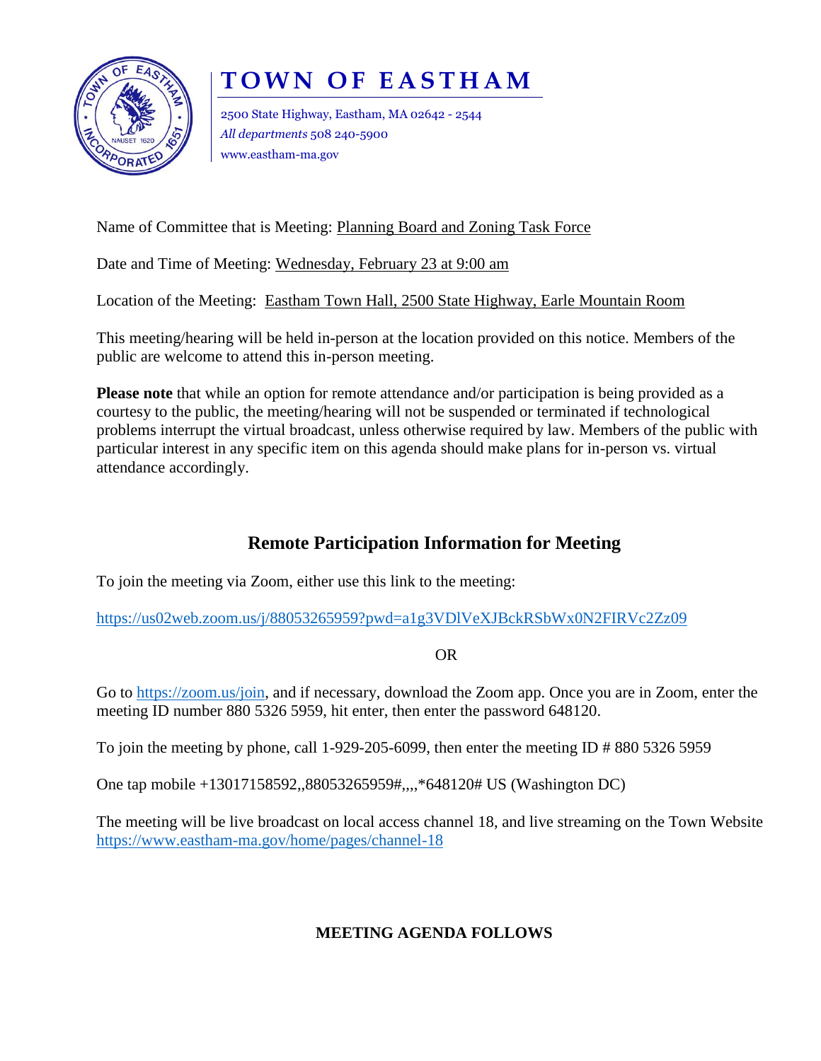# TOWN OF EASTHAM

2500 State Highway, Eastham, MA 02642 - 2544
*All departments* 508 240-5900
www.eastham-ma.gov

Name of Committee that is Meeting: Planning Board and Zoning Task Force

Date and Time of Meeting: Wednesday, February 23 at 9:00 am

Location of the Meeting: Eastham Town Hall, 2500 State Highway, Earle Mountain Room

This meeting/hearing will be held in-person at the location provided on this notice. Members of the public are welcome to attend this in-person meeting.

**Please note** that while an option for remote attendance and/or participation is being provided as a courtesy to the public, the meeting/hearing will not be suspended or terminated if technological problems interrupt the virtual broadcast, unless otherwise required by law. Members of the public with particular interest in any specific item on this agenda should make plans for in-person vs. virtual attendance accordingly.

## Remote Participation Information for Meeting

To join the meeting via Zoom, either use this link to the meeting:

https://us02web.zoom.us/j/88053265959?pwd=a1g3VDlVeXJBckRSbWx0N2FIRVc2Zz09

OR

Go to https://zoom.us/join, and if necessary, download the Zoom app. Once you are in Zoom, enter the meeting ID number 880 5326 5959, hit enter, then enter the password 648120.

To join the meeting by phone, call 1-929-205-6099, then enter the meeting ID # 880 5326 5959

One tap mobile +13017158592,,88053265959#,,,,*648120# US (Washington DC)

The meeting will be live broadcast on local access channel 18, and live streaming on the Town Website https://www.eastham-ma.gov/home/pages/channel-18

**MEETING AGENDA FOLLOWS**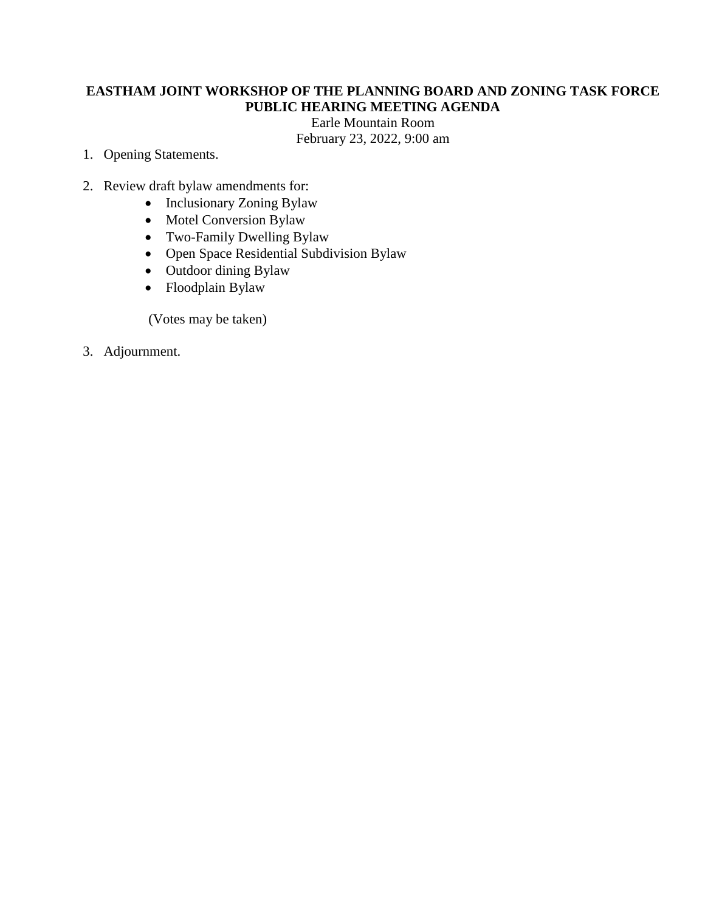**EASTHAM JOINT WORKSHOP OF THE PLANNING BOARD AND ZONING TASK FORCE PUBLIC HEARING MEETING AGENDA**

Earle Mountain Room

February 23, 2022, 9:00 am

1. Opening Statements.

2. Review draft bylaw amendments for:
    - Inclusionary Zoning Bylaw
    - Motel Conversion Bylaw
    - Two-Family Dwelling Bylaw
    - Open Space Residential Subdivision Bylaw
    - Outdoor dining Bylaw
    - Floodplain Bylaw

    (Votes may be taken)

3. Adjournment.